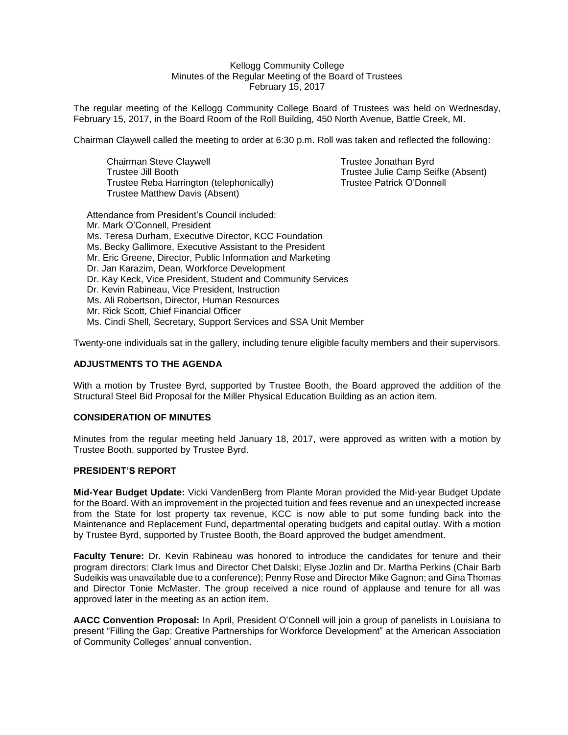Kellogg Community College
Minutes of the Regular Meeting of the Board of Trustees
February 15, 2017

The regular meeting of the Kellogg Community College Board of Trustees was held on Wednesday, February 15, 2017, in the Board Room of the Roll Building, 450 North Avenue, Battle Creek, MI.

Chairman Claywell called the meeting to order at 6:30 p.m. Roll was taken and reflected the following:

Chairman Steve Claywell
Trustee Jill Booth
Trustee Reba Harrington (telephonically)
Trustee Matthew Davis (Absent)
Trustee Jonathan Byrd
Trustee Julie Camp Seifke (Absent)
Trustee Patrick O'Donnell

Attendance from President's Council included:
Mr. Mark O'Connell, President
Ms. Teresa Durham, Executive Director, KCC Foundation
Ms. Becky Gallimore, Executive Assistant to the President
Mr. Eric Greene, Director, Public Information and Marketing
Dr. Jan Karazim, Dean, Workforce Development
Dr. Kay Keck, Vice President, Student and Community Services
Dr. Kevin Rabineau, Vice President, Instruction
Ms. Ali Robertson, Director, Human Resources
Mr. Rick Scott, Chief Financial Officer
Ms. Cindi Shell, Secretary, Support Services and SSA Unit Member

Twenty-one individuals sat in the gallery, including tenure eligible faculty members and their supervisors.

## ADJUSTMENTS TO THE AGENDA

With a motion by Trustee Byrd, supported by Trustee Booth, the Board approved the addition of the Structural Steel Bid Proposal for the Miller Physical Education Building as an action item.

## CONSIDERATION OF MINUTES

Minutes from the regular meeting held January 18, 2017, were approved as written with a motion by Trustee Booth, supported by Trustee Byrd.

## PRESIDENT'S REPORT

**Mid-Year Budget Update:** Vicki VandenBerg from Plante Moran provided the Mid-year Budget Update for the Board. With an improvement in the projected tuition and fees revenue and an unexpected increase from the State for lost property tax revenue, KCC is now able to put some funding back into the Maintenance and Replacement Fund, departmental operating budgets and capital outlay. With a motion by Trustee Byrd, supported by Trustee Booth, the Board approved the budget amendment.

**Faculty Tenure:** Dr. Kevin Rabineau was honored to introduce the candidates for tenure and their program directors: Clark Imus and Director Chet Dalski; Elyse Jozlin and Dr. Martha Perkins (Chair Barb Sudeikis was unavailable due to a conference); Penny Rose and Director Mike Gagnon; and Gina Thomas and Director Tonie McMaster. The group received a nice round of applause and tenure for all was approved later in the meeting as an action item.

**AACC Convention Proposal:** In April, President O'Connell will join a group of panelists in Louisiana to present "Filling the Gap: Creative Partnerships for Workforce Development" at the American Association of Community Colleges' annual convention.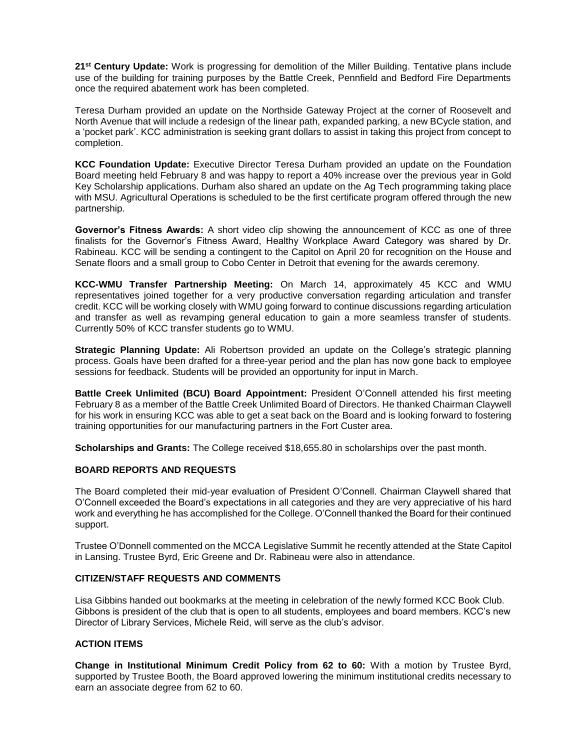**21st Century Update:** Work is progressing for demolition of the Miller Building. Tentative plans include use of the building for training purposes by the Battle Creek, Pennfield and Bedford Fire Departments once the required abatement work has been completed.

Teresa Durham provided an update on the Northside Gateway Project at the corner of Roosevelt and North Avenue that will include a redesign of the linear path, expanded parking, a new BCycle station, and a 'pocket park'. KCC administration is seeking grant dollars to assist in taking this project from concept to completion.

**KCC Foundation Update:** Executive Director Teresa Durham provided an update on the Foundation Board meeting held February 8 and was happy to report a 40% increase over the previous year in Gold Key Scholarship applications. Durham also shared an update on the Ag Tech programming taking place with MSU. Agricultural Operations is scheduled to be the first certificate program offered through the new partnership.

**Governor's Fitness Awards:** A short video clip showing the announcement of KCC as one of three finalists for the Governor's Fitness Award, Healthy Workplace Award Category was shared by Dr. Rabineau. KCC will be sending a contingent to the Capitol on April 20 for recognition on the House and Senate floors and a small group to Cobo Center in Detroit that evening for the awards ceremony.

**KCC-WMU Transfer Partnership Meeting:** On March 14, approximately 45 KCC and WMU representatives joined together for a very productive conversation regarding articulation and transfer credit. KCC will be working closely with WMU going forward to continue discussions regarding articulation and transfer as well as revamping general education to gain a more seamless transfer of students. Currently 50% of KCC transfer students go to WMU.

**Strategic Planning Update:** Ali Robertson provided an update on the College's strategic planning process. Goals have been drafted for a three-year period and the plan has now gone back to employee sessions for feedback. Students will be provided an opportunity for input in March.

**Battle Creek Unlimited (BCU) Board Appointment:** President O'Connell attended his first meeting February 8 as a member of the Battle Creek Unlimited Board of Directors. He thanked Chairman Claywell for his work in ensuring KCC was able to get a seat back on the Board and is looking forward to fostering training opportunities for our manufacturing partners in the Fort Custer area.

**Scholarships and Grants:** The College received $18,655.80 in scholarships over the past month.

## BOARD REPORTS AND REQUESTS

The Board completed their mid-year evaluation of President O'Connell. Chairman Claywell shared that O'Connell exceeded the Board's expectations in all categories and they are very appreciative of his hard work and everything he has accomplished for the College. O'Connell thanked the Board for their continued support.

Trustee O'Donnell commented on the MCCA Legislative Summit he recently attended at the State Capitol in Lansing. Trustee Byrd, Eric Greene and Dr. Rabineau were also in attendance.

## CITIZEN/STAFF REQUESTS AND COMMENTS

Lisa Gibbins handed out bookmarks at the meeting in celebration of the newly formed KCC Book Club. Gibbons is president of the club that is open to all students, employees and board members. KCC's new Director of Library Services, Michele Reid, will serve as the club's advisor.

## ACTION ITEMS

**Change in Institutional Minimum Credit Policy from 62 to 60:** With a motion by Trustee Byrd, supported by Trustee Booth, the Board approved lowering the minimum institutional credits necessary to earn an associate degree from 62 to 60.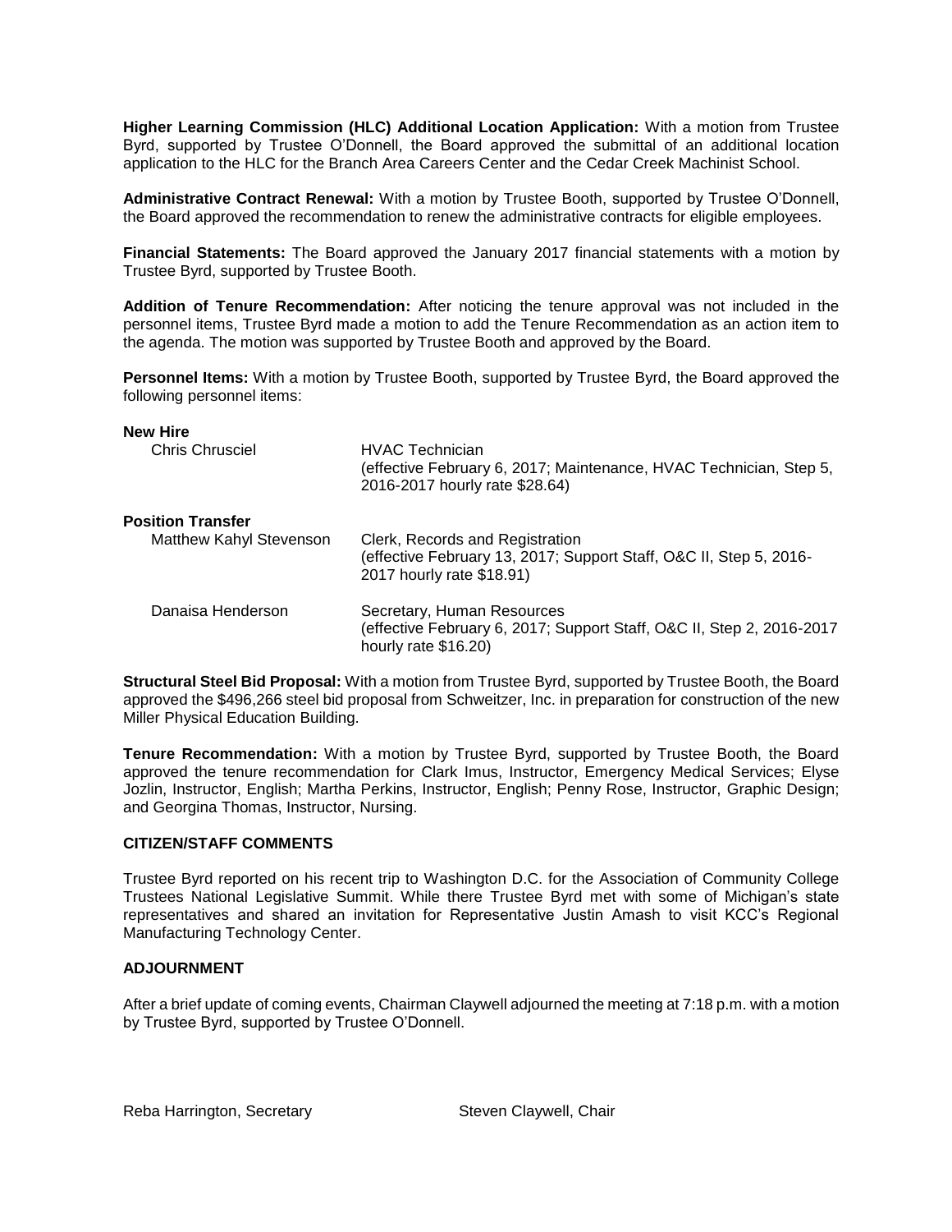**Higher Learning Commission (HLC) Additional Location Application:** With a motion from Trustee Byrd, supported by Trustee O'Donnell, the Board approved the submittal of an additional location application to the HLC for the Branch Area Careers Center and the Cedar Creek Machinist School.

**Administrative Contract Renewal:** With a motion by Trustee Booth, supported by Trustee O'Donnell, the Board approved the recommendation to renew the administrative contracts for eligible employees.

**Financial Statements:** The Board approved the January 2017 financial statements with a motion by Trustee Byrd, supported by Trustee Booth.

**Addition of Tenure Recommendation:** After noticing the tenure approval was not included in the personnel items, Trustee Byrd made a motion to add the Tenure Recommendation as an action item to the agenda. The motion was supported by Trustee Booth and approved by the Board.

**Personnel Items:** With a motion by Trustee Booth, supported by Trustee Byrd, the Board approved the following personnel items:

**New Hire**

| | |
|---|---|
| Chris Chrusciel | HVAC Technician (effective February 6, 2017; Maintenance, HVAC Technician, Step 5, 2016-2017 hourly rate $28.64) |

**Position Transfer**

| | |
|---|---|
| Matthew Kahyl Stevenson | Clerk, Records and Registration (effective February 13, 2017; Support Staff, O&C II, Step 5, 2016-2017 hourly rate $18.91) |
| Danaisa Henderson | Secretary, Human Resources (effective February 6, 2017; Support Staff, O&C II, Step 2, 2016-2017 hourly rate $16.20) |

**Structural Steel Bid Proposal:** With a motion from Trustee Byrd, supported by Trustee Booth, the Board approved the $496,266 steel bid proposal from Schweitzer, Inc. in preparation for construction of the new Miller Physical Education Building.

**Tenure Recommendation:** With a motion by Trustee Byrd, supported by Trustee Booth, the Board approved the tenure recommendation for Clark Imus, Instructor, Emergency Medical Services; Elyse Jozlin, Instructor, English; Martha Perkins, Instructor, English; Penny Rose, Instructor, Graphic Design; and Georgina Thomas, Instructor, Nursing.

## CITIZEN/STAFF COMMENTS

Trustee Byrd reported on his recent trip to Washington D.C. for the Association of Community College Trustees National Legislative Summit. While there Trustee Byrd met with some of Michigan's state representatives and shared an invitation for Representative Justin Amash to visit KCC's Regional Manufacturing Technology Center.

## ADJOURNMENT

After a brief update of coming events, Chairman Claywell adjourned the meeting at 7:18 p.m. with a motion by Trustee Byrd, supported by Trustee O'Donnell.

Reba Harrington, Secretary          Steven Claywell, Chair